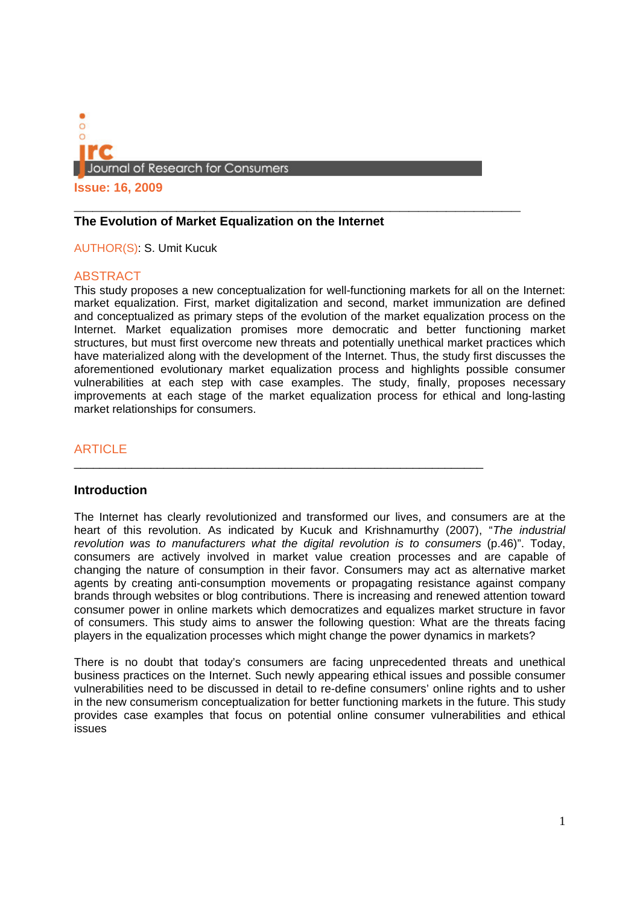Journal of Research for Consumers

**Issue: 16, 2009**

---

## The Evolution of Market Equalization on the Internet

AUTHOR(S): S. Umit Kucuk

### ABSTRACT

This study proposes a new conceptualization for well-functioning markets for all on the Internet: market equalization. First, market digitalization and second, market immunization are defined and conceptualized as primary steps of the evolution of the market equalization process on the Internet. Market equalization promises more democratic and better functioning market structures, but must first overcome new threats and potentially unethical market practices which have materialized along with the development of the Internet. Thus, the study first discusses the aforementioned evolutionary market equalization process and highlights possible consumer vulnerabilities at each step with case examples. The study, finally, proposes necessary improvements at each stage of the market equalization process for ethical and long-lasting market relationships for consumers.

### ARTICLE

---

### Introduction

The Internet has clearly revolutionized and transformed our lives, and consumers are at the heart of this revolution. As indicated by Kucuk and Krishnamurthy (2007), "*The industrial revolution was to manufacturers what the digital revolution is to consumers* (p.46)". Today, consumers are actively involved in market value creation processes and are capable of changing the nature of consumption in their favor. Consumers may act as alternative market agents by creating anti-consumption movements or propagating resistance against company brands through websites or blog contributions. There is increasing and renewed attention toward consumer power in online markets which democratizes and equalizes market structure in favor of consumers. This study aims to answer the following question: What are the threats facing players in the equalization processes which might change the power dynamics in markets?

There is no doubt that today's consumers are facing unprecedented threats and unethical business practices on the Internet. Such newly appearing ethical issues and possible consumer vulnerabilities need to be discussed in detail to re-define consumers' online rights and to usher in the new consumerism conceptualization for better functioning markets in the future. This study provides case examples that focus on potential online consumer vulnerabilities and ethical issues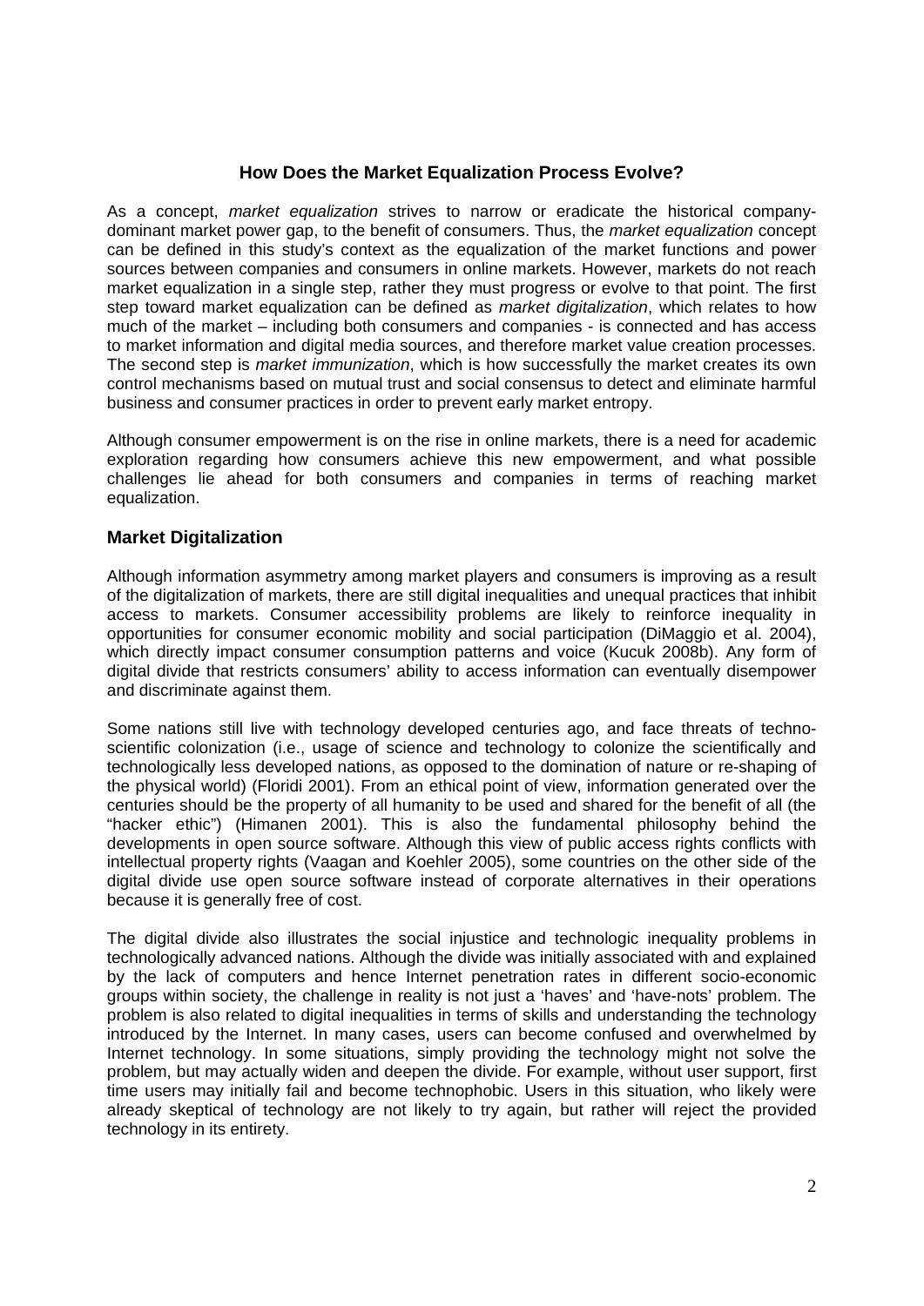## How Does the Market Equalization Process Evolve?

As a concept, *market equalization* strives to narrow or eradicate the historical company-dominant market power gap, to the benefit of consumers. Thus, the *market equalization* concept can be defined in this study's context as the equalization of the market functions and power sources between companies and consumers in online markets. However, markets do not reach market equalization in a single step, rather they must progress or evolve to that point. The first step toward market equalization can be defined as *market digitalization*, which relates to how much of the market – including both consumers and companies - is connected and has access to market information and digital media sources, and therefore market value creation processes. The second step is *market immunization*, which is how successfully the market creates its own control mechanisms based on mutual trust and social consensus to detect and eliminate harmful business and consumer practices in order to prevent early market entropy.

Although consumer empowerment is on the rise in online markets, there is a need for academic exploration regarding how consumers achieve this new empowerment, and what possible challenges lie ahead for both consumers and companies in terms of reaching market equalization.

### Market Digitalization

Although information asymmetry among market players and consumers is improving as a result of the digitalization of markets, there are still digital inequalities and unequal practices that inhibit access to markets. Consumer accessibility problems are likely to reinforce inequality in opportunities for consumer economic mobility and social participation (DiMaggio et al. 2004), which directly impact consumer consumption patterns and voice (Kucuk 2008b). Any form of digital divide that restricts consumers' ability to access information can eventually disempower and discriminate against them.

Some nations still live with technology developed centuries ago, and face threats of techno-scientific colonization (i.e., usage of science and technology to colonize the scientifically and technologically less developed nations, as opposed to the domination of nature or re-shaping of the physical world) (Floridi 2001). From an ethical point of view, information generated over the centuries should be the property of all humanity to be used and shared for the benefit of all (the "hacker ethic") (Himanen 2001). This is also the fundamental philosophy behind the developments in open source software. Although this view of public access rights conflicts with intellectual property rights (Vaagan and Koehler 2005), some countries on the other side of the digital divide use open source software instead of corporate alternatives in their operations because it is generally free of cost.

The digital divide also illustrates the social injustice and technologic inequality problems in technologically advanced nations. Although the divide was initially associated with and explained by the lack of computers and hence Internet penetration rates in different socio-economic groups within society, the challenge in reality is not just a 'haves' and 'have-nots' problem. The problem is also related to digital inequalities in terms of skills and understanding the technology introduced by the Internet. In many cases, users can become confused and overwhelmed by Internet technology. In some situations, simply providing the technology might not solve the problem, but may actually widen and deepen the divide. For example, without user support, first time users may initially fail and become technophobic. Users in this situation, who likely were already skeptical of technology are not likely to try again, but rather will reject the provided technology in its entirety.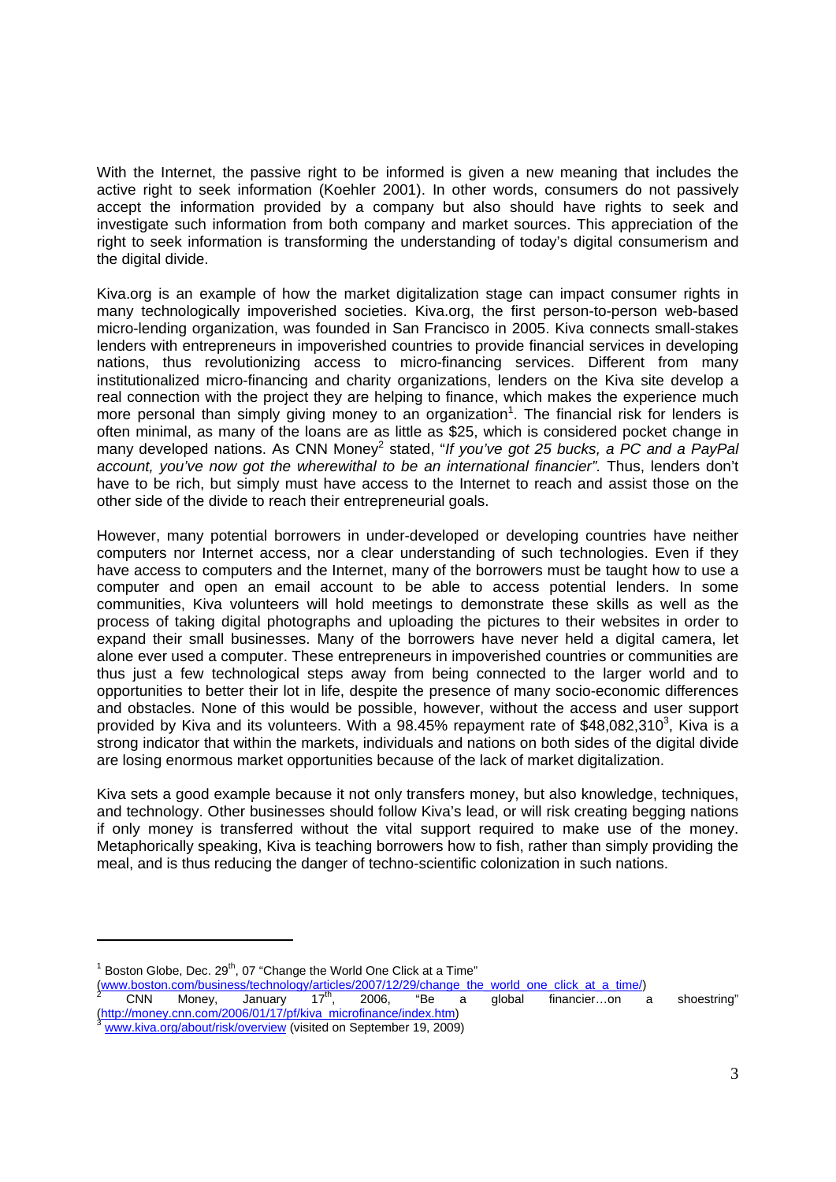With the Internet, the passive right to be informed is given a new meaning that includes the active right to seek information (Koehler 2001). In other words, consumers do not passively accept the information provided by a company but also should have rights to seek and investigate such information from both company and market sources. This appreciation of the right to seek information is transforming the understanding of today's digital consumerism and the digital divide.

Kiva.org is an example of how the market digitalization stage can impact consumer rights in many technologically impoverished societies. Kiva.org, the first person-to-person web-based micro-lending organization, was founded in San Francisco in 2005. Kiva connects small-stakes lenders with entrepreneurs in impoverished countries to provide financial services in developing nations, thus revolutionizing access to micro-financing services. Different from many institutionalized micro-financing and charity organizations, lenders on the Kiva site develop a real connection with the project they are helping to finance, which makes the experience much more personal than simply giving money to an organization[1]. The financial risk for lenders is often minimal, as many of the loans are as little as $25, which is considered pocket change in many developed nations. As CNN Money[2] stated, "*If you've got 25 bucks, a PC and a PayPal account, you've now got the wherewithal to be an international financier"*. Thus, lenders don't have to be rich, but simply must have access to the Internet to reach and assist those on the other side of the divide to reach their entrepreneurial goals.

However, many potential borrowers in under-developed or developing countries have neither computers nor Internet access, nor a clear understanding of such technologies. Even if they have access to computers and the Internet, many of the borrowers must be taught how to use a computer and open an email account to be able to access potential lenders. In some communities, Kiva volunteers will hold meetings to demonstrate these skills as well as the process of taking digital photographs and uploading the pictures to their websites in order to expand their small businesses. Many of the borrowers have never held a digital camera, let alone ever used a computer. These entrepreneurs in impoverished countries or communities are thus just a few technological steps away from being connected to the larger world and to opportunities to better their lot in life, despite the presence of many socio-economic differences and obstacles. None of this would be possible, however, without the access and user support provided by Kiva and its volunteers. With a 98.45% repayment rate of $48,082,310[3], Kiva is a strong indicator that within the markets, individuals and nations on both sides of the digital divide are losing enormous market opportunities because of the lack of market digitalization.

Kiva sets a good example because it not only transfers money, but also knowledge, techniques, and technology. Other businesses should follow Kiva's lead, or will risk creating begging nations if only money is transferred without the vital support required to make use of the money. Metaphorically speaking, Kiva is teaching borrowers how to fish, rather than simply providing the meal, and is thus reducing the danger of techno-scientific colonization in such nations.

---

[1] Boston Globe, Dec. 29th, 07 "Change the World One Click at a Time" (www.boston.com/business/technology/articles/2007/12/29/change_the_world_one_click_at_a_time/)

[2] CNN Money, January 17th, 2006, "Be a global financier…on a shoestring" (http://money.cnn.com/2006/01/17/pf/kiva_microfinance/index.htm)

[3] www.kiva.org/about/risk/overview (visited on September 19, 2009)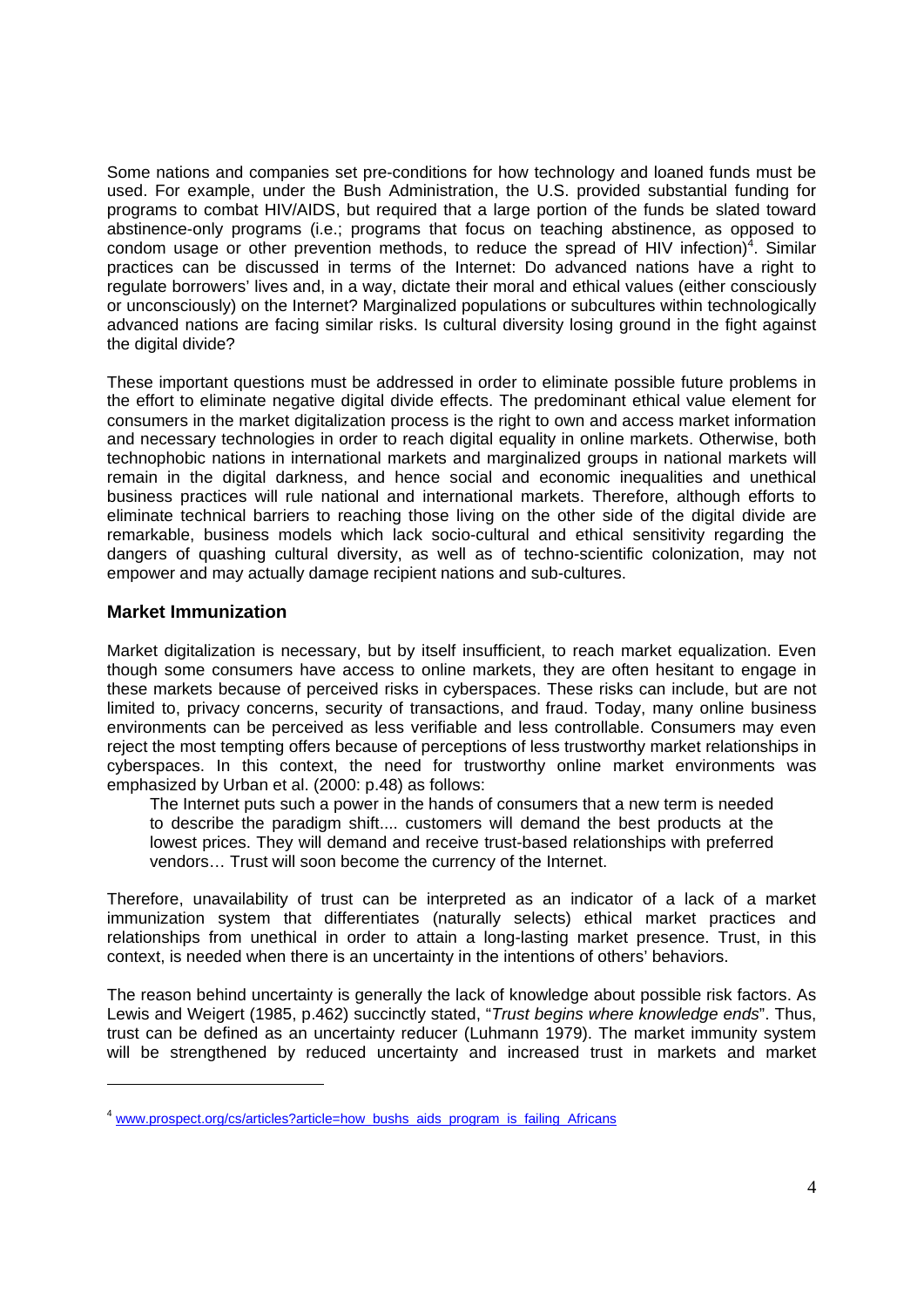Some nations and companies set pre-conditions for how technology and loaned funds must be used. For example, under the Bush Administration, the U.S. provided substantial funding for programs to combat HIV/AIDS, but required that a large portion of the funds be slated toward abstinence-only programs (i.e.; programs that focus on teaching abstinence, as opposed to condom usage or other prevention methods, to reduce the spread of HIV infection)[4]. Similar practices can be discussed in terms of the Internet: Do advanced nations have a right to regulate borrowers' lives and, in a way, dictate their moral and ethical values (either consciously or unconsciously) on the Internet? Marginalized populations or subcultures within technologically advanced nations are facing similar risks. Is cultural diversity losing ground in the fight against the digital divide?

These important questions must be addressed in order to eliminate possible future problems in the effort to eliminate negative digital divide effects. The predominant ethical value element for consumers in the market digitalization process is the right to own and access market information and necessary technologies in order to reach digital equality in online markets. Otherwise, both technophobic nations in international markets and marginalized groups in national markets will remain in the digital darkness, and hence social and economic inequalities and unethical business practices will rule national and international markets. Therefore, although efforts to eliminate technical barriers to reaching those living on the other side of the digital divide are remarkable, business models which lack socio-cultural and ethical sensitivity regarding the dangers of quashing cultural diversity, as well as of techno-scientific colonization, may not empower and may actually damage recipient nations and sub-cultures.

## Market Immunization

Market digitalization is necessary, but by itself insufficient, to reach market equalization. Even though some consumers have access to online markets, they are often hesitant to engage in these markets because of perceived risks in cyberspaces. These risks can include, but are not limited to, privacy concerns, security of transactions, and fraud. Today, many online business environments can be perceived as less verifiable and less controllable. Consumers may even reject the most tempting offers because of perceptions of less trustworthy market relationships in cyberspaces. In this context, the need for trustworthy online market environments was emphasized by Urban et al. (2000: p.48) as follows:

> The Internet puts such a power in the hands of consumers that a new term is needed to describe the paradigm shift.... customers will demand the best products at the lowest prices. They will demand and receive trust-based relationships with preferred vendors… Trust will soon become the currency of the Internet.

Therefore, unavailability of trust can be interpreted as an indicator of a lack of a market immunization system that differentiates (naturally selects) ethical market practices and relationships from unethical in order to attain a long-lasting market presence. Trust, in this context, is needed when there is an uncertainty in the intentions of others' behaviors.

The reason behind uncertainty is generally the lack of knowledge about possible risk factors. As Lewis and Weigert (1985, p.462) succinctly stated, "*Trust begins where knowledge ends*". Thus, trust can be defined as an uncertainty reducer (Luhmann 1979). The market immunity system will be strengthened by reduced uncertainty and increased trust in markets and market

---

[4] www.prospect.org/cs/articles?article=how_bushs_aids_program_is_failing_Africans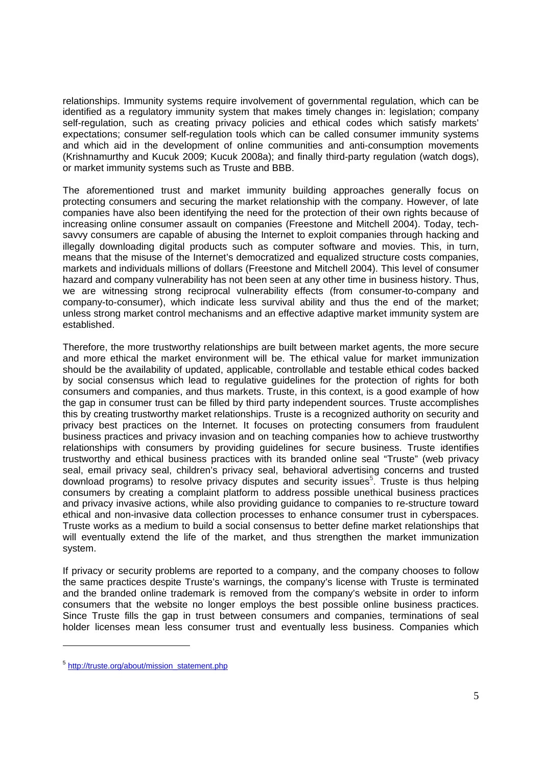relationships. Immunity systems require involvement of governmental regulation, which can be identified as a regulatory immunity system that makes timely changes in: legislation; company self-regulation, such as creating privacy policies and ethical codes which satisfy markets' expectations; consumer self-regulation tools which can be called consumer immunity systems and which aid in the development of online communities and anti-consumption movements (Krishnamurthy and Kucuk 2009; Kucuk 2008a); and finally third-party regulation (watch dogs), or market immunity systems such as Truste and BBB.

The aforementioned trust and market immunity building approaches generally focus on protecting consumers and securing the market relationship with the company. However, of late companies have also been identifying the need for the protection of their own rights because of increasing online consumer assault on companies (Freestone and Mitchell 2004). Today, tech-savvy consumers are capable of abusing the Internet to exploit companies through hacking and illegally downloading digital products such as computer software and movies. This, in turn, means that the misuse of the Internet's democratized and equalized structure costs companies, markets and individuals millions of dollars (Freestone and Mitchell 2004). This level of consumer hazard and company vulnerability has not been seen at any other time in business history. Thus, we are witnessing strong reciprocal vulnerability effects (from consumer-to-company and company-to-consumer), which indicate less survival ability and thus the end of the market; unless strong market control mechanisms and an effective adaptive market immunity system are established.

Therefore, the more trustworthy relationships are built between market agents, the more secure and more ethical the market environment will be. The ethical value for market immunization should be the availability of updated, applicable, controllable and testable ethical codes backed by social consensus which lead to regulative guidelines for the protection of rights for both consumers and companies, and thus markets. Truste, in this context, is a good example of how the gap in consumer trust can be filled by third party independent sources. Truste accomplishes this by creating trustworthy market relationships. Truste is a recognized authority on security and privacy best practices on the Internet. It focuses on protecting consumers from fraudulent business practices and privacy invasion and on teaching companies how to achieve trustworthy relationships with consumers by providing guidelines for secure business. Truste identifies trustworthy and ethical business practices with its branded online seal "Truste" (web privacy seal, email privacy seal, children's privacy seal, behavioral advertising concerns and trusted download programs) to resolve privacy disputes and security issues[5]. Truste is thus helping consumers by creating a complaint platform to address possible unethical business practices and privacy invasive actions, while also providing guidance to companies to re-structure toward ethical and non-invasive data collection processes to enhance consumer trust in cyberspaces. Truste works as a medium to build a social consensus to better define market relationships that will eventually extend the life of the market, and thus strengthen the market immunization system.

If privacy or security problems are reported to a company, and the company chooses to follow the same practices despite Truste's warnings, the company's license with Truste is terminated and the branded online trademark is removed from the company's website in order to inform consumers that the website no longer employs the best possible online business practices. Since Truste fills the gap in trust between consumers and companies, terminations of seal holder licenses mean less consumer trust and eventually less business. Companies which

[5] http://truste.org/about/mission_statement.php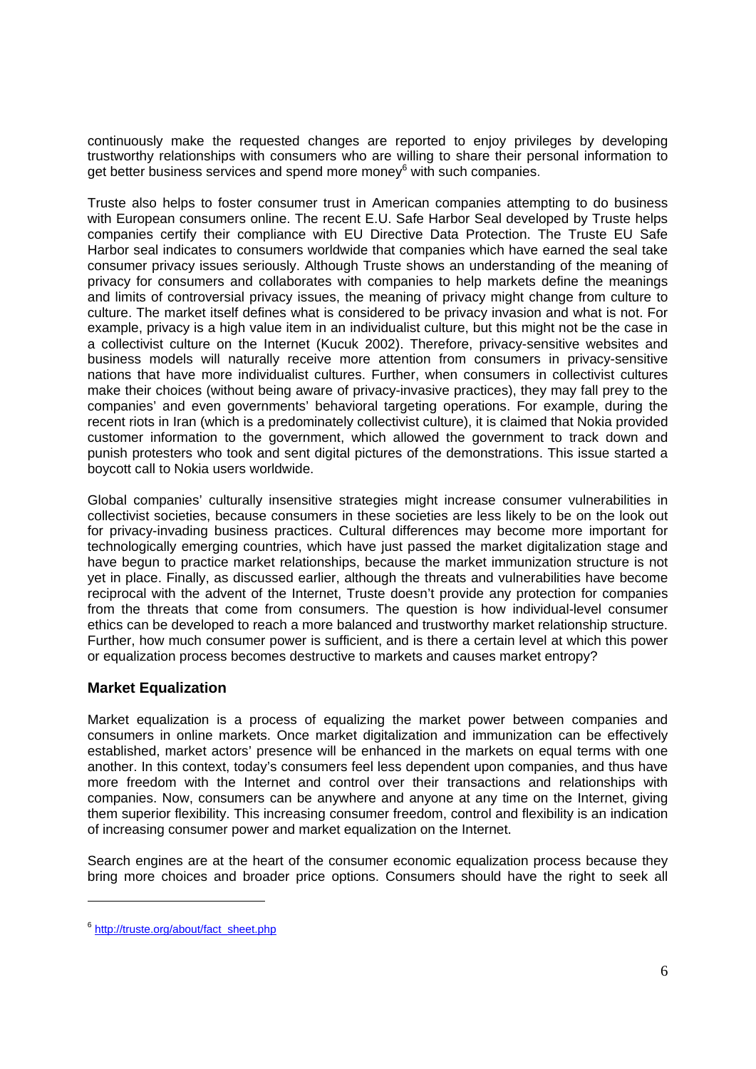continuously make the requested changes are reported to enjoy privileges by developing trustworthy relationships with consumers who are willing to share their personal information to get better business services and spend more money[6] with such companies.

Truste also helps to foster consumer trust in American companies attempting to do business with European consumers online. The recent E.U. Safe Harbor Seal developed by Truste helps companies certify their compliance with EU Directive Data Protection. The Truste EU Safe Harbor seal indicates to consumers worldwide that companies which have earned the seal take consumer privacy issues seriously. Although Truste shows an understanding of the meaning of privacy for consumers and collaborates with companies to help markets define the meanings and limits of controversial privacy issues, the meaning of privacy might change from culture to culture. The market itself defines what is considered to be privacy invasion and what is not. For example, privacy is a high value item in an individualist culture, but this might not be the case in a collectivist culture on the Internet (Kucuk 2002). Therefore, privacy-sensitive websites and business models will naturally receive more attention from consumers in privacy-sensitive nations that have more individualist cultures. Further, when consumers in collectivist cultures make their choices (without being aware of privacy-invasive practices), they may fall prey to the companies' and even governments' behavioral targeting operations. For example, during the recent riots in Iran (which is a predominately collectivist culture), it is claimed that Nokia provided customer information to the government, which allowed the government to track down and punish protesters who took and sent digital pictures of the demonstrations. This issue started a boycott call to Nokia users worldwide.

Global companies' culturally insensitive strategies might increase consumer vulnerabilities in collectivist societies, because consumers in these societies are less likely to be on the look out for privacy-invading business practices. Cultural differences may become more important for technologically emerging countries, which have just passed the market digitalization stage and have begun to practice market relationships, because the market immunization structure is not yet in place. Finally, as discussed earlier, although the threats and vulnerabilities have become reciprocal with the advent of the Internet, Truste doesn't provide any protection for companies from the threats that come from consumers. The question is how individual-level consumer ethics can be developed to reach a more balanced and trustworthy market relationship structure. Further, how much consumer power is sufficient, and is there a certain level at which this power or equalization process becomes destructive to markets and causes market entropy?

## Market Equalization

Market equalization is a process of equalizing the market power between companies and consumers in online markets. Once market digitalization and immunization can be effectively established, market actors' presence will be enhanced in the markets on equal terms with one another. In this context, today's consumers feel less dependent upon companies, and thus have more freedom with the Internet and control over their transactions and relationships with companies. Now, consumers can be anywhere and anyone at any time on the Internet, giving them superior flexibility. This increasing consumer freedom, control and flexibility is an indication of increasing consumer power and market equalization on the Internet.

Search engines are at the heart of the consumer economic equalization process because they bring more choices and broader price options. Consumers should have the right to seek all

---

[6] http://truste.org/about/fact_sheet.php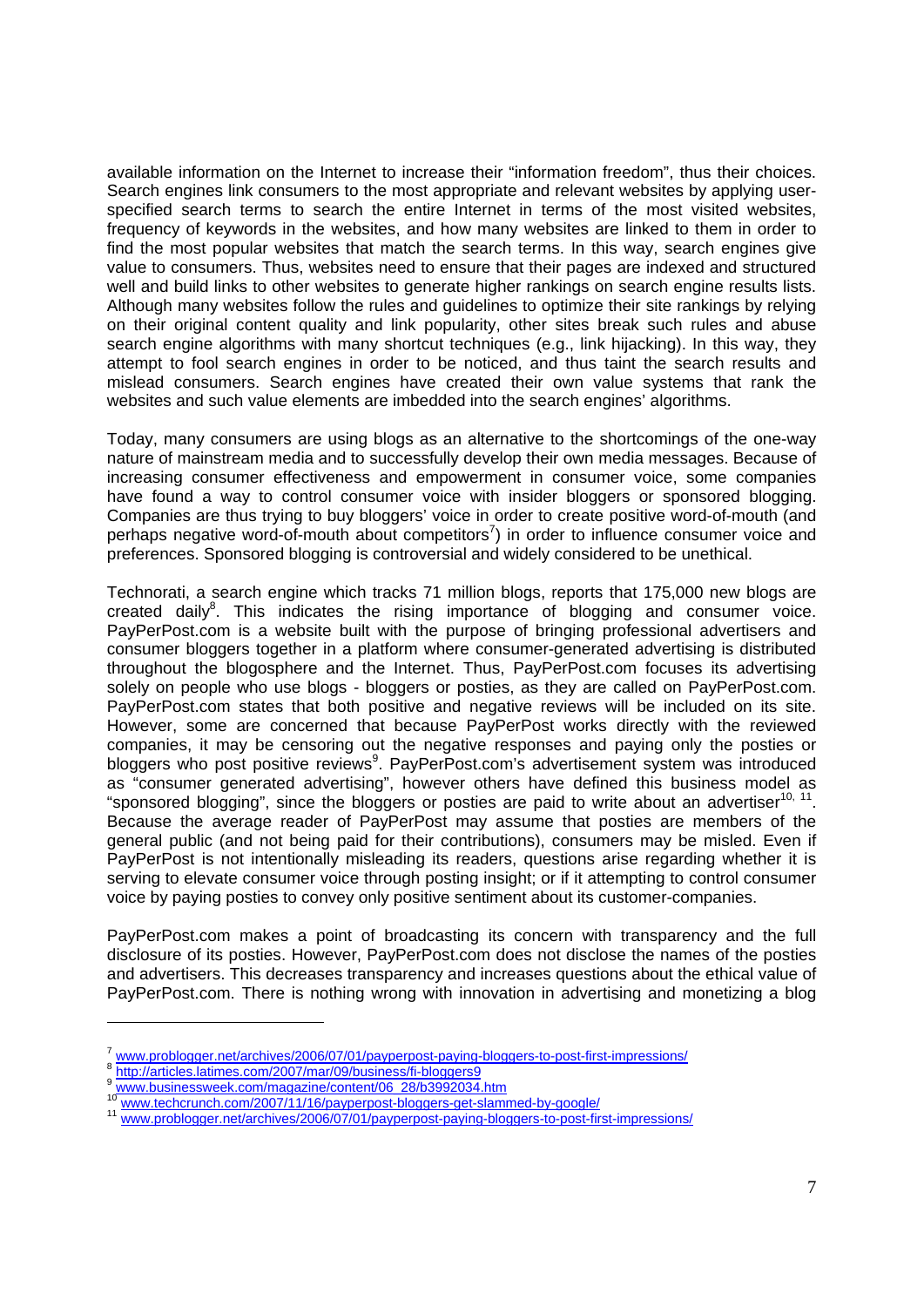available information on the Internet to increase their "information freedom", thus their choices. Search engines link consumers to the most appropriate and relevant websites by applying user-specified search terms to search the entire Internet in terms of the most visited websites, frequency of keywords in the websites, and how many websites are linked to them in order to find the most popular websites that match the search terms. In this way, search engines give value to consumers. Thus, websites need to ensure that their pages are indexed and structured well and build links to other websites to generate higher rankings on search engine results lists. Although many websites follow the rules and guidelines to optimize their site rankings by relying on their original content quality and link popularity, other sites break such rules and abuse search engine algorithms with many shortcut techniques (e.g., link hijacking). In this way, they attempt to fool search engines in order to be noticed, and thus taint the search results and mislead consumers. Search engines have created their own value systems that rank the websites and such value elements are imbedded into the search engines' algorithms.

Today, many consumers are using blogs as an alternative to the shortcomings of the one-way nature of mainstream media and to successfully develop their own media messages. Because of increasing consumer effectiveness and empowerment in consumer voice, some companies have found a way to control consumer voice with insider bloggers or sponsored blogging. Companies are thus trying to buy bloggers' voice in order to create positive word-of-mouth (and perhaps negative word-of-mouth about competitors[7]) in order to influence consumer voice and preferences. Sponsored blogging is controversial and widely considered to be unethical.

Technorati, a search engine which tracks 71 million blogs, reports that 175,000 new blogs are created daily[8]. This indicates the rising importance of blogging and consumer voice. PayPerPost.com is a website built with the purpose of bringing professional advertisers and consumer bloggers together in a platform where consumer-generated advertising is distributed throughout the blogosphere and the Internet. Thus, PayPerPost.com focuses its advertising solely on people who use blogs - bloggers or posties, as they are called on PayPerPost.com. PayPerPost.com states that both positive and negative reviews will be included on its site. However, some are concerned that because PayPerPost works directly with the reviewed companies, it may be censoring out the negative responses and paying only the posties or bloggers who post positive reviews[9]. PayPerPost.com's advertisement system was introduced as "consumer generated advertising", however others have defined this business model as "sponsored blogging", since the bloggers or posties are paid to write about an advertiser[10, 11]. Because the average reader of PayPerPost may assume that posties are members of the general public (and not being paid for their contributions), consumers may be misled. Even if PayPerPost is not intentionally misleading its readers, questions arise regarding whether it is serving to elevate consumer voice through posting insight; or if it attempting to control consumer voice by paying posties to convey only positive sentiment about its customer-companies.

PayPerPost.com makes a point of broadcasting its concern with transparency and the full disclosure of its posties. However, PayPerPost.com does not disclose the names of the posties and advertisers. This decreases transparency and increases questions about the ethical value of PayPerPost.com. There is nothing wrong with innovation in advertising and monetizing a blog

---

[7] www.problogger.net/archives/2006/07/01/payperpost-paying-bloggers-to-post-first-impressions/

[8] http://articles.latimes.com/2007/mar/09/business/fi-bloggers9

[9] www.businessweek.com/magazine/content/06_28/b3992034.htm

[10] www.techcrunch.com/2007/11/16/payperpost-bloggers-get-slammed-by-google/

[11] www.problogger.net/archives/2006/07/01/payperpost-paying-bloggers-to-post-first-impressions/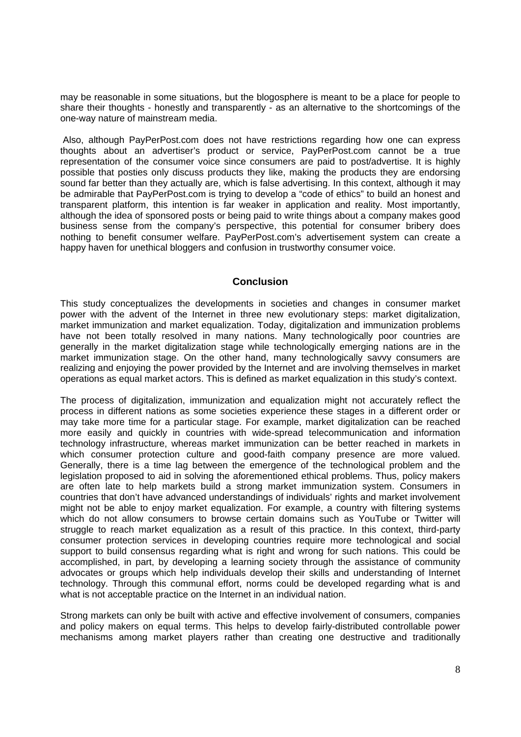may be reasonable in some situations, but the blogosphere is meant to be a place for people to share their thoughts - honestly and transparently - as an alternative to the shortcomings of the one-way nature of mainstream media.

Also, although PayPerPost.com does not have restrictions regarding how one can express thoughts about an advertiser's product or service, PayPerPost.com cannot be a true representation of the consumer voice since consumers are paid to post/advertise. It is highly possible that posties only discuss products they like, making the products they are endorsing sound far better than they actually are, which is false advertising. In this context, although it may be admirable that PayPerPost.com is trying to develop a "code of ethics" to build an honest and transparent platform, this intention is far weaker in application and reality. Most importantly, although the idea of sponsored posts or being paid to write things about a company makes good business sense from the company's perspective, this potential for consumer bribery does nothing to benefit consumer welfare. PayPerPost.com's advertisement system can create a happy haven for unethical bloggers and confusion in trustworthy consumer voice.

## Conclusion

This study conceptualizes the developments in societies and changes in consumer market power with the advent of the Internet in three new evolutionary steps: market digitalization, market immunization and market equalization. Today, digitalization and immunization problems have not been totally resolved in many nations. Many technologically poor countries are generally in the market digitalization stage while technologically emerging nations are in the market immunization stage. On the other hand, many technologically savvy consumers are realizing and enjoying the power provided by the Internet and are involving themselves in market operations as equal market actors. This is defined as market equalization in this study's context.

The process of digitalization, immunization and equalization might not accurately reflect the process in different nations as some societies experience these stages in a different order or may take more time for a particular stage. For example, market digitalization can be reached more easily and quickly in countries with wide-spread telecommunication and information technology infrastructure, whereas market immunization can be better reached in markets in which consumer protection culture and good-faith company presence are more valued. Generally, there is a time lag between the emergence of the technological problem and the legislation proposed to aid in solving the aforementioned ethical problems. Thus, policy makers are often late to help markets build a strong market immunization system. Consumers in countries that don't have advanced understandings of individuals' rights and market involvement might not be able to enjoy market equalization. For example, a country with filtering systems which do not allow consumers to browse certain domains such as YouTube or Twitter will struggle to reach market equalization as a result of this practice. In this context, third-party consumer protection services in developing countries require more technological and social support to build consensus regarding what is right and wrong for such nations. This could be accomplished, in part, by developing a learning society through the assistance of community advocates or groups which help individuals develop their skills and understanding of Internet technology. Through this communal effort, norms could be developed regarding what is and what is not acceptable practice on the Internet in an individual nation.

Strong markets can only be built with active and effective involvement of consumers, companies and policy makers on equal terms. This helps to develop fairly-distributed controllable power mechanisms among market players rather than creating one destructive and traditionally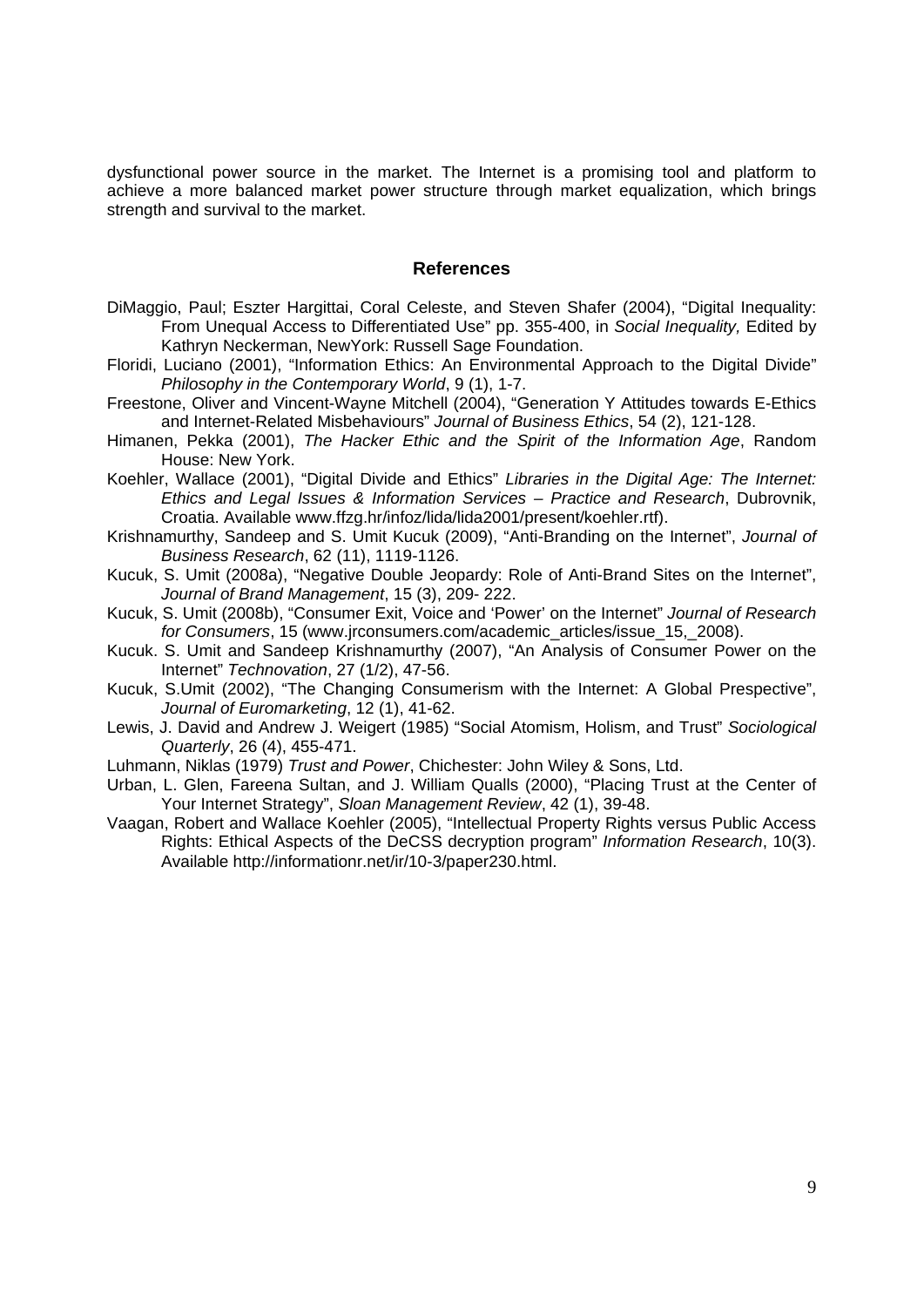dysfunctional power source in the market. The Internet is a promising tool and platform to achieve a more balanced market power structure through market equalization, which brings strength and survival to the market.

## References

DiMaggio, Paul; Eszter Hargittai, Coral Celeste, and Steven Shafer (2004), "Digital Inequality: From Unequal Access to Differentiated Use" pp. 355-400, in *Social Inequality,* Edited by Kathryn Neckerman, NewYork: Russell Sage Foundation.

Floridi, Luciano (2001), "Information Ethics: An Environmental Approach to the Digital Divide" *Philosophy in the Contemporary World*, 9 (1), 1-7.

Freestone, Oliver and Vincent-Wayne Mitchell (2004), "Generation Y Attitudes towards E-Ethics and Internet-Related Misbehaviours" *Journal of Business Ethics*, 54 (2), 121-128.

Himanen, Pekka (2001), *The Hacker Ethic and the Spirit of the Information Age*, Random House: New York.

Koehler, Wallace (2001), "Digital Divide and Ethics" *Libraries in the Digital Age: The Internet: Ethics and Legal Issues & Information Services – Practice and Research*, Dubrovnik, Croatia. Available www.ffzg.hr/infoz/lida/lida2001/present/koehler.rtf).

Krishnamurthy, Sandeep and S. Umit Kucuk (2009), "Anti-Branding on the Internet", *Journal of Business Research*, 62 (11), 1119-1126.

Kucuk, S. Umit (2008a), "Negative Double Jeopardy: Role of Anti-Brand Sites on the Internet", *Journal of Brand Management*, 15 (3), 209- 222.

Kucuk, S. Umit (2008b), "Consumer Exit, Voice and 'Power' on the Internet" *Journal of Research for Consumers*, 15 (www.jrconsumers.com/academic_articles/issue_15,_2008).

Kucuk. S. Umit and Sandeep Krishnamurthy (2007), "An Analysis of Consumer Power on the Internet" *Technovation*, 27 (1/2), 47-56.

Kucuk, S.Umit (2002), "The Changing Consumerism with the Internet: A Global Prespective", *Journal of Euromarketing*, 12 (1), 41-62.

Lewis, J. David and Andrew J. Weigert (1985) "Social Atomism, Holism, and Trust" *Sociological Quarterly*, 26 (4), 455-471.

Luhmann, Niklas (1979) *Trust and Power*, Chichester: John Wiley & Sons, Ltd.

Urban, L. Glen, Fareena Sultan, and J. William Qualls (2000), "Placing Trust at the Center of Your Internet Strategy", *Sloan Management Review*, 42 (1), 39-48.

Vaagan, Robert and Wallace Koehler (2005), "Intellectual Property Rights versus Public Access Rights: Ethical Aspects of the DeCSS decryption program" *Information Research*, 10(3). Available http://informationr.net/ir/10-3/paper230.html.